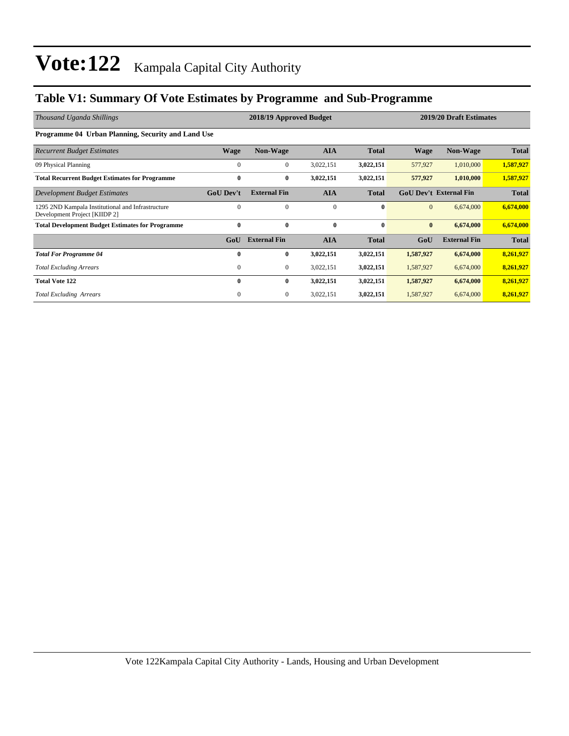# Vote:122 Kampala Capital City Authority

## Table V1: Summary Of Vote Estimates by Programme and Sub-Programme

| *Thousand Uganda Shillings* | 2018/19 Approved Budget | | | | 2019/20 Draft Estimates | | |
|---|---|---|---|---|---|---|---|
| **Programme 04 Urban Planning, Security and Land Use** | | | | | | | |
| *Recurrent Budget Estimates* | **Wage** | **Non-Wage** | **AIA** | **Total** | **Wage** | **Non-Wage** | **Total** |
| 09 Physical Planning | 0 | 0 | 3,022,151 | **3,022,151** | 577,927 | 1,010,000 | **1,587,927** |
| **Total Recurrent Budget Estimates for Programme** | **0** | **0** | **3,022,151** | **3,022,151** | **577,927** | **1,010,000** | **1,587,927** |
| *Development Budget Estimates* | **GoU Dev't** | **External Fin** | **AIA** | **Total** | **GoU Dev't** | **External Fin** | **Total** |
| 1295 2ND Kampala Institutional and Infrastructure Development Project [KIIDP 2] | 0 | 0 | 0 | **0** | 0 | 6,674,000 | **6,674,000** |
| **Total Development Budget Estimates for Programme** | **0** | **0** | **0** | **0** | **0** | **6,674,000** | **6,674,000** |
| | **GoU** | **External Fin** | **AIA** | **Total** | **GoU** | **External Fin** | **Total** |
| ***Total For Programme 04*** | **0** | **0** | **3,022,151** | **3,022,151** | **1,587,927** | **6,674,000** | **8,261,927** |
| *Total Excluding Arrears* | 0 | 0 | 3,022,151 | **3,022,151** | 1,587,927 | 6,674,000 | **8,261,927** |
| **Total Vote 122** | **0** | **0** | **3,022,151** | **3,022,151** | **1,587,927** | **6,674,000** | **8,261,927** |
| *Total Excluding Arrears* | 0 | 0 | 3,022,151 | **3,022,151** | 1,587,927 | 6,674,000 | **8,261,927** |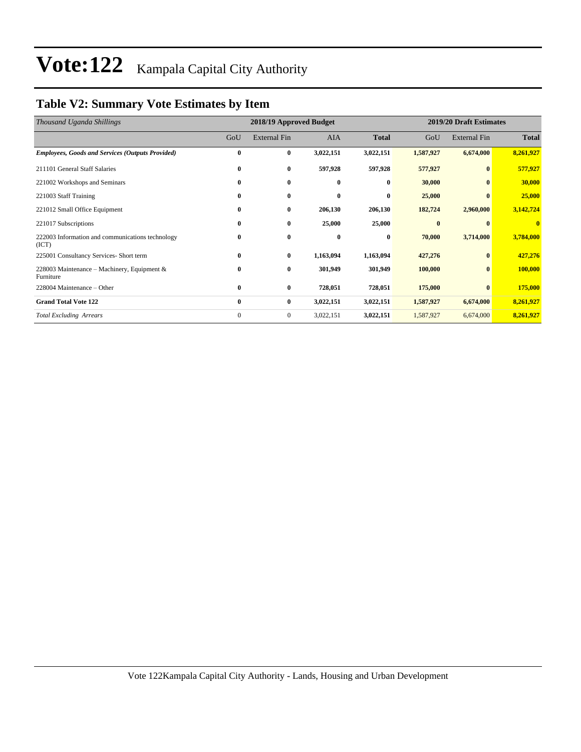# Vote:122 Kampala Capital City Authority

## Table V2: Summary Vote Estimates by Item

| *Thousand Uganda Shillings* | 2018/19 Approved Budget | | | | 2019/20 Draft Estimates | | |
|---|---|---|---|---|---|---|---|
| | GoU | External Fin | AIA | **Total** | GoU | External Fin | **Total** |
| ***Employees, Goods and Services (Outputs Provided)*** | **0** | **0** | **3,022,151** | **3,022,151** | **1,587,927** | **6,674,000** | **8,261,927** |
| 211101 General Staff Salaries | **0** | **0** | **597,928** | **597,928** | **577,927** | **0** | **577,927** |
| 221002 Workshops and Seminars | **0** | **0** | **0** | **0** | **30,000** | **0** | **30,000** |
| 221003 Staff Training | **0** | **0** | **0** | **0** | **25,000** | **0** | **25,000** |
| 221012 Small Office Equipment | **0** | **0** | **206,130** | **206,130** | **182,724** | **2,960,000** | **3,142,724** |
| 221017 Subscriptions | **0** | **0** | **25,000** | **25,000** | **0** | **0** | **0** |
| 222003 Information and communications technology (ICT) | **0** | **0** | **0** | **0** | **70,000** | **3,714,000** | **3,784,000** |
| 225001 Consultancy Services- Short term | **0** | **0** | **1,163,094** | **1,163,094** | **427,276** | **0** | **427,276** |
| 228003 Maintenance – Machinery, Equipment & Furniture | **0** | **0** | **301,949** | **301,949** | **100,000** | **0** | **100,000** |
| 228004 Maintenance – Other | **0** | **0** | **728,051** | **728,051** | **175,000** | **0** | **175,000** |
| **Grand Total Vote 122** | **0** | **0** | **3,022,151** | **3,022,151** | **1,587,927** | **6,674,000** | **8,261,927** |
| *Total Excluding Arrears* | 0 | 0 | 3,022,151 | **3,022,151** | 1,587,927 | 6,674,000 | **8,261,927** |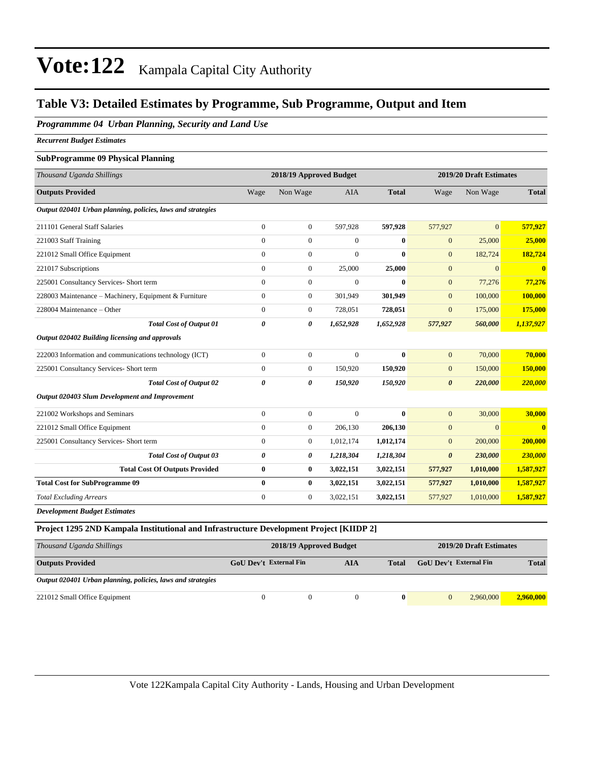# Vote:122 Kampala Capital City Authority

## Table V3: Detailed Estimates by Programme, Sub Programme, Output and Item

### *Programmme 04 Urban Planning, Security and Land Use*

***Recurrent Budget Estimates***

#### SubProgramme 09 Physical Planning

| *Thousand Uganda Shillings* | 2018/19 Approved Budget | | | | 2019/20 Draft Estimates | | |
|---|---|---|---|---|---|---|---|
| **Outputs Provided** | Wage | Non Wage | AIA | **Total** | Wage | Non Wage | **Total** |
| ***Output 020401 Urban planning, policies, laws and strategies*** | | | | | | | |
| 211101 General Staff Salaries | 0 | 0 | 597,928 | **597,928** | 577,927 | 0 | **577,927** |
| 221003 Staff Training | 0 | 0 | 0 | **0** | 0 | 25,000 | **25,000** |
| 221012 Small Office Equipment | 0 | 0 | 0 | **0** | 0 | 182,724 | **182,724** |
| 221017 Subscriptions | 0 | 0 | 25,000 | **25,000** | 0 | 0 | **0** |
| 225001 Consultancy Services- Short term | 0 | 0 | 0 | **0** | 0 | 77,276 | **77,276** |
| 228003 Maintenance – Machinery, Equipment & Furniture | 0 | 0 | 301,949 | **301,949** | 0 | 100,000 | **100,000** |
| 228004 Maintenance – Other | 0 | 0 | 728,051 | **728,051** | 0 | 175,000 | **175,000** |
| ***Total Cost of Output 01*** | ***0*** | ***0*** | ***1,652,928*** | ***1,652,928*** | ***577,927*** | ***560,000*** | ***1,137,927*** |
| ***Output 020402 Building licensing and approvals*** | | | | | | | |
| 222003 Information and communications technology (ICT) | 0 | 0 | 0 | **0** | 0 | 70,000 | **70,000** |
| 225001 Consultancy Services- Short term | 0 | 0 | 150,920 | **150,920** | 0 | 150,000 | **150,000** |
| ***Total Cost of Output 02*** | ***0*** | ***0*** | ***150,920*** | ***150,920*** | ***0*** | ***220,000*** | ***220,000*** |
| ***Output 020403 Slum Development and Improvement*** | | | | | | | |
| 221002 Workshops and Seminars | 0 | 0 | 0 | **0** | 0 | 30,000 | **30,000** |
| 221012 Small Office Equipment | 0 | 0 | 206,130 | **206,130** | 0 | 0 | **0** |
| 225001 Consultancy Services- Short term | 0 | 0 | 1,012,174 | **1,012,174** | 0 | 200,000 | **200,000** |
| ***Total Cost of Output 03*** | ***0*** | ***0*** | ***1,218,304*** | ***1,218,304*** | ***0*** | ***230,000*** | ***230,000*** |
| **Total Cost Of Outputs Provided** | **0** | **0** | **3,022,151** | **3,022,151** | **577,927** | **1,010,000** | **1,587,927** |
| **Total Cost for SubProgramme 09** | **0** | **0** | **3,022,151** | **3,022,151** | **577,927** | **1,010,000** | **1,587,927** |
| *Total Excluding Arrears* | 0 | 0 | 3,022,151 | **3,022,151** | 577,927 | 1,010,000 | **1,587,927** |

***Development Budget Estimates***

#### Project 1295 2ND Kampala Institutional and Infrastructure Development Project [KIIDP 2]

| *Thousand Uganda Shillings* | 2018/19 Approved Budget | | | | 2019/20 Draft Estimates | | |
|---|---|---|---|---|---|---|---|
| **Outputs Provided** | **GoU Dev't** | **External Fin** | **AIA** | **Total** | **GoU Dev't** | **External Fin** | **Total** |
| ***Output 020401 Urban planning, policies, laws and strategies*** | | | | | | | |
| 221012 Small Office Equipment | 0 | 0 | 0 | **0** | 0 | 2,960,000 | **2,960,000** |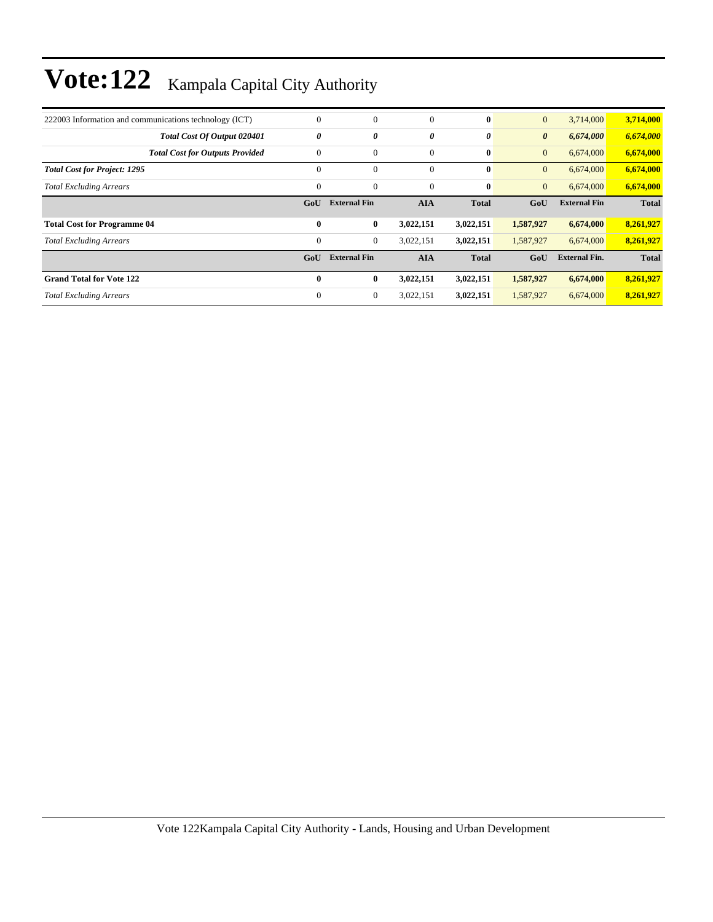# Vote:122 Kampala Capital City Authority

| | | | | | | | |
|---|---|---|---|---|---|---|---|
| 222003 Information and communications technology (ICT) | 0 | 0 | 0 | **0** | 0 | 3,714,000 | **3,714,000** |
| ***Total Cost Of Output 020401*** | ***0*** | ***0*** | ***0*** | ***0*** | ***0*** | ***6,674,000*** | ***6,674,000*** |
| ***Total Cost for Outputs Provided*** | 0 | 0 | 0 | **0** | 0 | 6,674,000 | **6,674,000** |
| ***Total Cost for Project: 1295*** | 0 | 0 | 0 | **0** | 0 | 6,674,000 | **6,674,000** |
| *Total Excluding Arrears* | 0 | 0 | 0 | **0** | 0 | 6,674,000 | **6,674,000** |
| | **GoU** | **External Fin** | **AIA** | **Total** | **GoU** | **External Fin** | **Total** |
| **Total Cost for Programme 04** | **0** | **0** | **3,022,151** | **3,022,151** | **1,587,927** | **6,674,000** | **8,261,927** |
| *Total Excluding Arrears* | 0 | 0 | 3,022,151 | **3,022,151** | 1,587,927 | 6,674,000 | **8,261,927** |
| | **GoU** | **External Fin** | **AIA** | **Total** | **GoU** | **External Fin.** | **Total** |
| **Grand Total for Vote 122** | **0** | **0** | **3,022,151** | **3,022,151** | **1,587,927** | **6,674,000** | **8,261,927** |
| *Total Excluding Arrears* | 0 | 0 | 3,022,151 | **3,022,151** | 1,587,927 | 6,674,000 | **8,261,927** |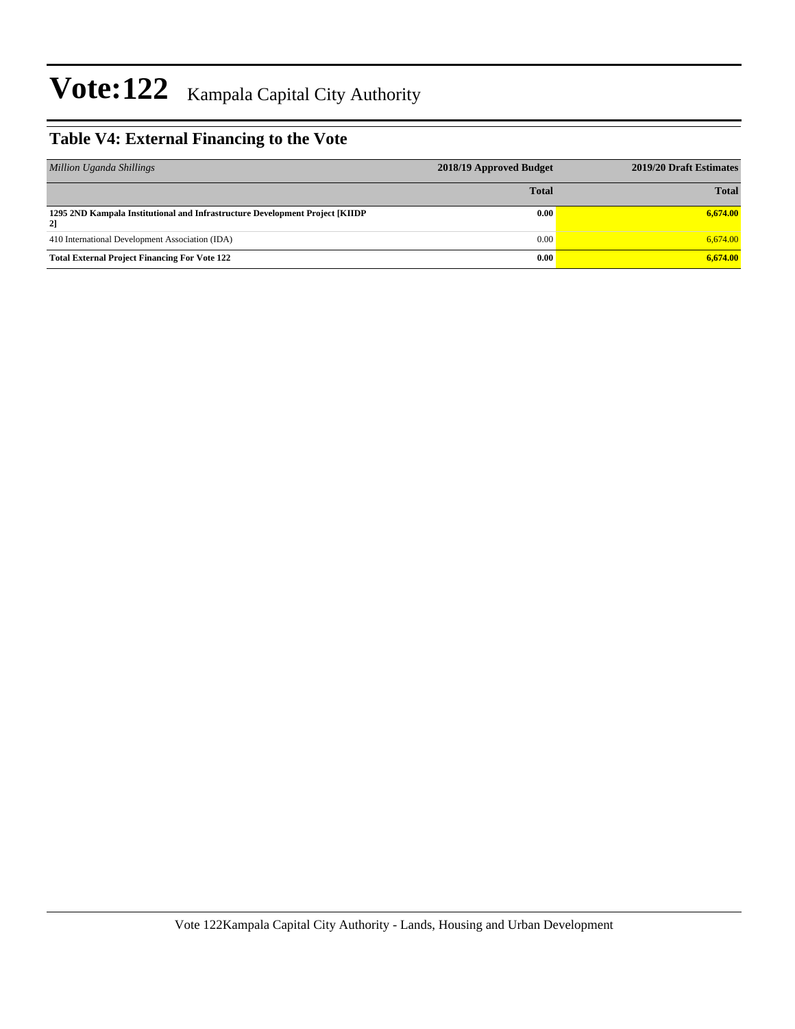# Vote:122 Kampala Capital City Authority

## Table V4: External Financing to the Vote

| *Million Uganda Shillings* | 2018/19 Approved Budget | 2019/20 Draft Estimates |
|---|---|---|
| | **Total** | **Total** |
| **1295 2ND Kampala Institutional and Infrastructure Development Project [KIIDP 2]** | **0.00** | **6,674.00** |
| 410 International Development Association (IDA) | 0.00 | 6,674.00 |
| **Total External Project Financing For Vote 122** | **0.00** | **6,674.00** |